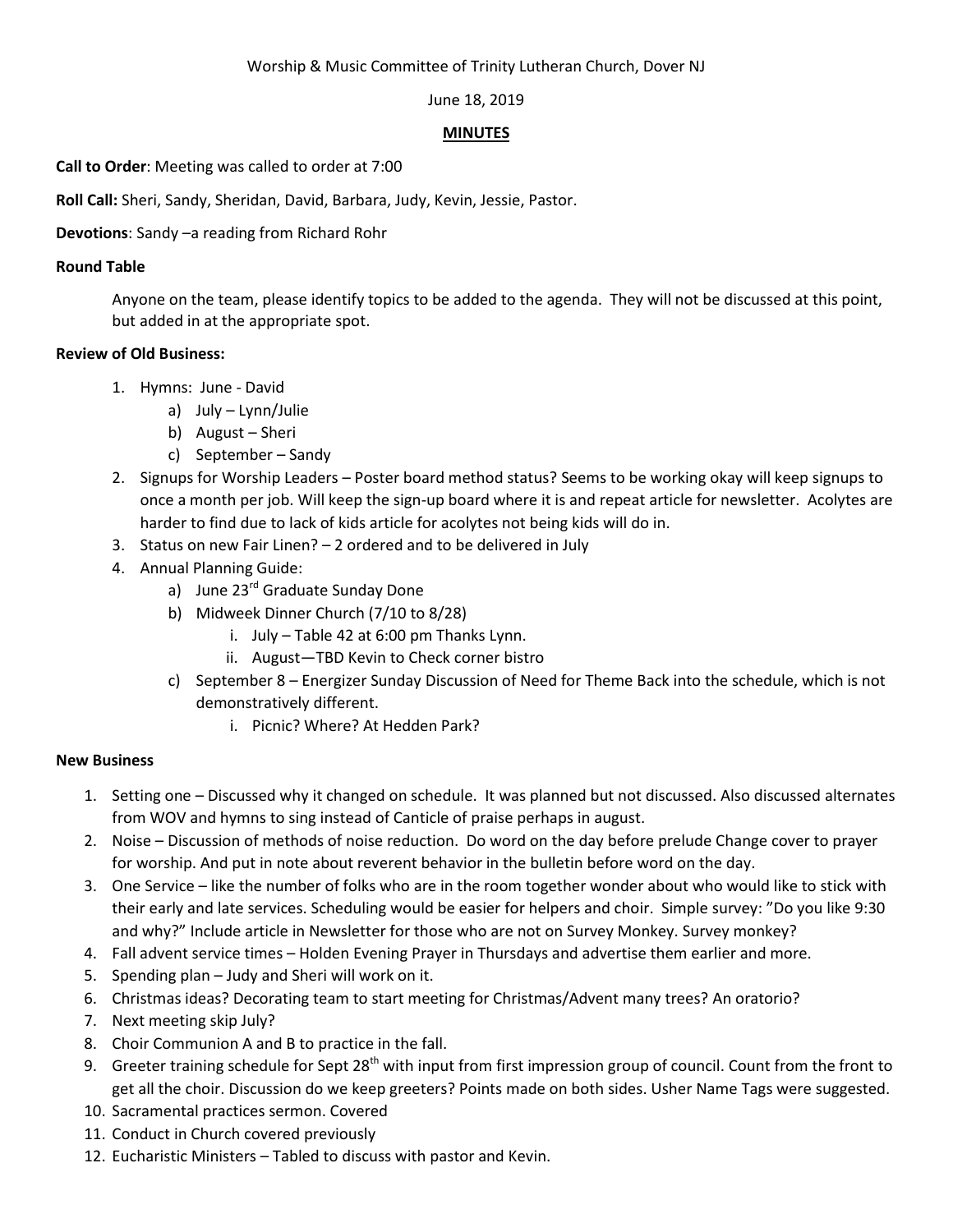Worship & Music Committee of Trinity Lutheran Church, Dover NJ

June 18, 2019

**MINUTES**

**Call to Order**: Meeting was called to order at 7:00

**Roll Call:** Sheri, Sandy, Sheridan, David, Barbara, Judy, Kevin, Jessie, Pastor.

**Devotions**: Sandy –a reading from Richard Rohr

**Round Table**

Anyone on the team, please identify topics to be added to the agenda. They will not be discussed at this point, but added in at the appropriate spot.

**Review of Old Business:**

1. Hymns: June - David
   a) July – Lynn/Julie
   b) August – Sheri
   c) September – Sandy
2. Signups for Worship Leaders – Poster board method status? Seems to be working okay will keep signups to once a month per job. Will keep the sign-up board where it is and repeat article for newsletter. Acolytes are harder to find due to lack of kids article for acolytes not being kids will do in.
3. Status on new Fair Linen? – 2 ordered and to be delivered in July
4. Annual Planning Guide:
   a) June 23rd Graduate Sunday Done
   b) Midweek Dinner Church (7/10 to 8/28)
      i. July – Table 42 at 6:00 pm Thanks Lynn.
      ii. August—TBD Kevin to Check corner bistro
   c) September 8 – Energizer Sunday Discussion of Need for Theme Back into the schedule, which is not demonstratively different.
      i. Picnic? Where? At Hedden Park?

**New Business**

1. Setting one – Discussed why it changed on schedule. It was planned but not discussed. Also discussed alternates from WOV and hymns to sing instead of Canticle of praise perhaps in august.
2. Noise – Discussion of methods of noise reduction. Do word on the day before prelude Change cover to prayer for worship. And put in note about reverent behavior in the bulletin before word on the day.
3. One Service – like the number of folks who are in the room together wonder about who would like to stick with their early and late services. Scheduling would be easier for helpers and choir. Simple survey: "Do you like 9:30 and why?" Include article in Newsletter for those who are not on Survey Monkey. Survey monkey?
4. Fall advent service times – Holden Evening Prayer in Thursdays and advertise them earlier and more.
5. Spending plan – Judy and Sheri will work on it.
6. Christmas ideas? Decorating team to start meeting for Christmas/Advent many trees? An oratorio?
7. Next meeting skip July?
8. Choir Communion A and B to practice in the fall.
9. Greeter training schedule for Sept 28th with input from first impression group of council. Count from the front to get all the choir. Discussion do we keep greeters? Points made on both sides. Usher Name Tags were suggested.
10. Sacramental practices sermon. Covered
11. Conduct in Church covered previously
12. Eucharistic Ministers – Tabled to discuss with pastor and Kevin.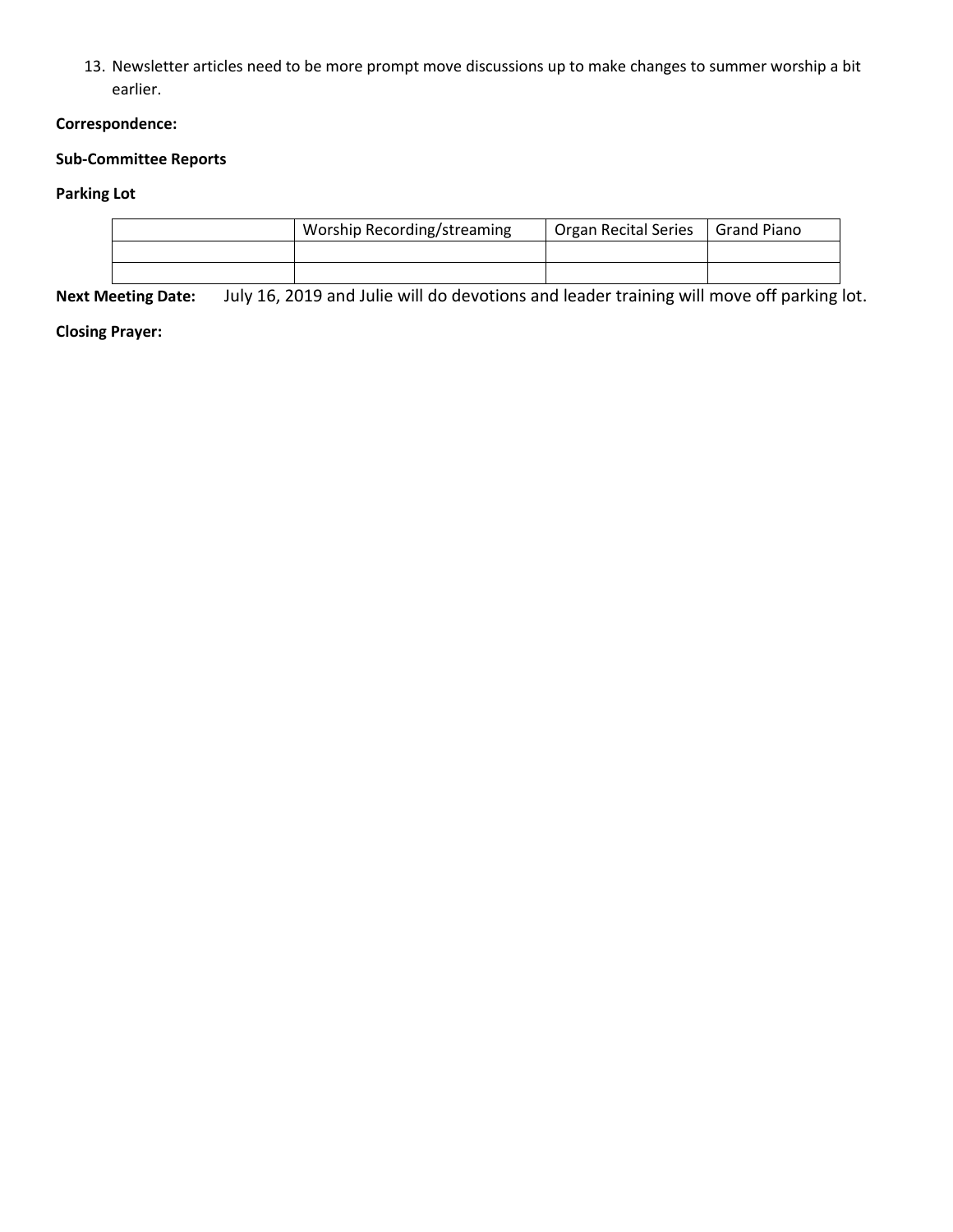13. Newsletter articles need to be more prompt move discussions up to make changes to summer worship a bit earlier.

**Correspondence:**

**Sub-Committee Reports**

**Parking Lot**

| | Worship Recording/streaming | Organ Recital Series | Grand Piano |
|---|---|---|---|
| | | | |
| | | | |

**Next Meeting Date:** July 16, 2019 and Julie will do devotions and leader training will move off parking lot.

**Closing Prayer:**